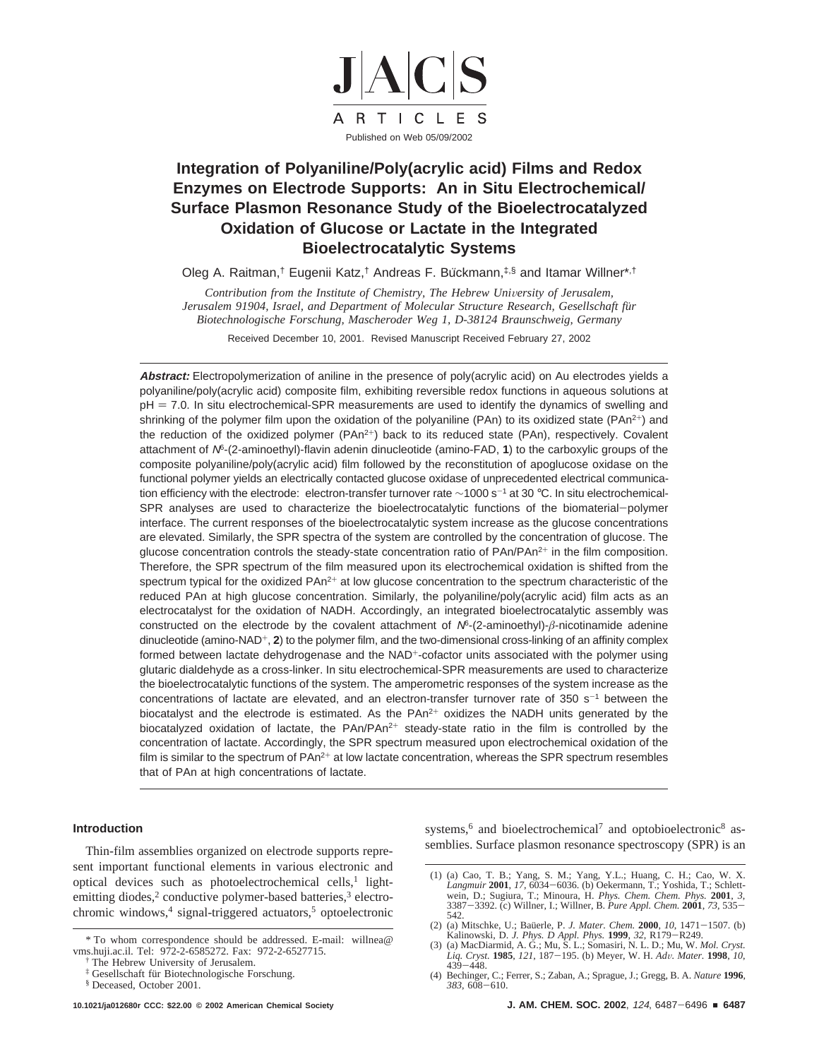# Integration of Polyaniline/Poly(acrylic acid) Films and Redox Enzymes on Electrode Supports: An in Situ Electrochemical/ Surface Plasmon Resonance Study of the Bioelectrocatalyzed Oxidation of Glucose or Lactate in the Integrated Bioelectrocatalytic Systems

Oleg A. Raitman,[†] Eugenii Katz,[†] Andreas F. Bückmann,[‡,§] and Itamar Willner*[,†]

*Contribution from the Institute of Chemistry, The Hebrew University of Jerusalem, Jerusalem 91904, Israel, and Department of Molecular Structure Research, Gesellschaft für Biotechnologische Forschung, Mascheroder Weg 1, D-38124 Braunschweig, Germany*

Received December 10, 2001. Revised Manuscript Received February 27, 2002

**Abstract:** Electropolymerization of aniline in the presence of poly(acrylic acid) on Au electrodes yields a polyaniline/poly(acrylic acid) composite film, exhibiting reversible redox functions in aqueous solutions at pH = 7.0. In situ electrochemical-SPR measurements are used to identify the dynamics of swelling and shrinking of the polymer film upon the oxidation of the polyaniline (PAn) to its oxidized state ($PAn^{2+}$) and the reduction of the oxidized polymer ($PAn^{2+}$) back to its reduced state (PAn), respectively. Covalent attachment of $N^6$-(2-aminoethyl)-flavin adenin dinucleotide (amino-FAD, **1**) to the carboxylic groups of the composite polyaniline/poly(acrylic acid) film followed by the reconstitution of apoglucose oxidase on the functional polymer yields an electrically contacted glucose oxidase of unprecedented electrical communication efficiency with the electrode: electron-transfer turnover rate ~1000 $s^{-1}$ at 30 °C. In situ electrochemical-SPR analyses are used to characterize the bioelectrocatalytic functions of the biomaterial−polymer interface. The current responses of the bioelectrocatalytic system increase as the glucose concentrations are elevated. Similarly, the SPR spectra of the system are controlled by the concentration of glucose. The glucose concentration controls the steady-state concentration ratio of PAn/$PAn^{2+}$ in the film composition. Therefore, the SPR spectrum of the film measured upon its electrochemical oxidation is shifted from the spectrum typical for the oxidized $PAn^{2+}$ at low glucose concentration to the spectrum characteristic of the reduced PAn at high glucose concentration. Similarly, the polyaniline/poly(acrylic acid) film acts as an electrocatalyst for the oxidation of NADH. Accordingly, an integrated bioelectrocatalytic assembly was constructed on the electrode by the covalent attachment of $N^6$-(2-aminoethyl)-$\beta$-nicotinamide adenine dinucleotide (amino-$NAD^+$, **2**) to the polymer film, and the two-dimensional cross-linking of an affinity complex formed between lactate dehydrogenase and the $NAD^+$-cofactor units associated with the polymer using glutaric dialdehyde as a cross-linker. In situ electrochemical-SPR measurements are used to characterize the bioelectrocatalytic functions of the system. The amperometric responses of the system increase as the concentrations of lactate are elevated, and an electron-transfer turnover rate of 350 $s^{-1}$ between the biocatalyst and the electrode is estimated. As the $PAn^{2+}$ oxidizes the NADH units generated by the biocatalyzed oxidation of lactate, the PAn/$PAn^{2+}$ steady-state ratio in the film is controlled by the concentration of lactate. Accordingly, the SPR spectrum measured upon electrochemical oxidation of the film is similar to the spectrum of $PAn^{2+}$ at low lactate concentration, whereas the SPR spectrum resembles that of PAn at high concentrations of lactate.

## Introduction

Thin-film assemblies organized on electrode supports represent important functional elements in various electronic and optical devices such as photoelectrochemical cells,[1] light-emitting diodes,[2] conductive polymer-based batteries,[3] electrochromic windows,[4] signal-triggered actuators,[5] optoelectronic systems,[6] and bioelectrochemical[7] and optobioelectronic[8] assemblies. Surface plasmon resonance spectroscopy (SPR) is an

\* To whom correspondence should be addressed. E-mail: willnea@vms.huji.ac.il. Tel: 972-2-6585272. Fax: 972-2-6527715.

† The Hebrew University of Jerusalem.

‡ Gesellschaft für Biotechnologische Forschung.

§ Deceased, October 2001.

(1) (a) Cao, T. B.; Yang, S. M.; Yang, Y.L.; Huang, C. H.; Cao, W. X. *Langmuir* **2001**, *17*, 6034−6036. (b) Oekermann, T.; Yoshida, T.; Schlettwein, D.; Sugiura, T.; Minoura, H. *Phys. Chem. Chem. Phys.* **2001**, *3*, 3387−3392. (c) Willner, I.; Willner, B. *Pure Appl. Chem.* **2001**, *73*, 535−542.

(2) (a) Mitschke, U.; Baüerle, P. *J. Mater. Chem.* **2000**, *10*, 1471−1507. (b) Kalinowski, D. *J. Phys. D Appl. Phys.* **1999**, *32*, R179−R249.

(3) (a) MacDiarmid, A. G.; Mu, S. L.; Somasiri, N. L. D.; Mu, W. *Mol. Cryst. Liq. Cryst.* **1985**, *121*, 187−195. (b) Meyer, W. H. *Adv. Mater.* **1998**, *10*, 439−448.

(4) Bechinger, C.; Ferrer, S.; Zaban, A.; Sprague, J.; Gregg, B. A. *Nature* **1996**, *383*, 608−610.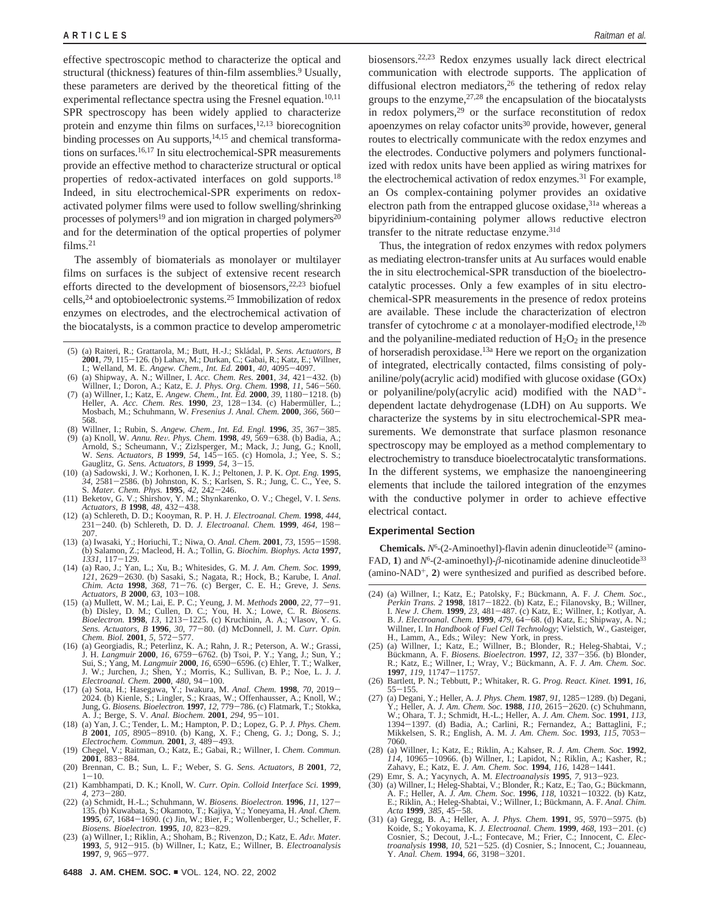effective spectroscopic method to characterize the optical and structural (thickness) features of thin-film assemblies.[9] Usually, these parameters are derived by the theoretical fitting of the experimental reflectance spectra using the Fresnel equation.[10,11] SPR spectroscopy has been widely applied to characterize protein and enzyme thin films on surfaces,[12,13] biorecognition binding processes on Au supports,[14,15] and chemical transformations on surfaces.[16,17] In situ electrochemical-SPR measurements provide an effective method to characterize structural or optical properties of redox-activated interfaces on gold supports.[18] Indeed, in situ electrochemical-SPR experiments on redox-activated polymer films were used to follow swelling/shrinking processes of polymers[19] and ion migration in charged polymers[20] and for the determination of the optical properties of polymer films.[21]

The assembly of biomaterials as monolayer or multilayer films on surfaces is the subject of extensive recent research efforts directed to the development of biosensors,[22,23] biofuel cells,[24] and optobioelectronic systems.[25] Immobilization of redox enzymes on electrodes, and the electrochemical activation of the biocatalysts, is a common practice to develop amperometric biosensors.[22,23] Redox enzymes usually lack direct electrical communication with electrode supports. The application of diffusional electron mediators,[26] the tethering of redox relay groups to the enzyme,[27,28] the encapsulation of the biocatalysts in redox polymers,[29] or the surface reconstitution of redox apoenzymes on relay cofactor units[30] provide, however, general routes to electrically communicate with the redox enzymes and the electrodes. Conductive polymers and polymers functionalized with redox units have been applied as wiring matrixes for the electrochemical activation of redox enzymes.[31] For example, an Os complex-containing polymer provides an oxidative electron path from the entrapped glucose oxidase,[31a] whereas a bipyridinium-containing polymer allows reductive electron transfer to the nitrate reductase enzyme.[31d]

Thus, the integration of redox enzymes with redox polymers as mediating electron-transfer units at Au surfaces would enable the in situ electrochemical-SPR transduction of the bioelectrocatalytic processes. Only a few examples of in situ electrochemical-SPR measurements in the presence of redox proteins are available. These include the characterization of electron transfer of cytochrome *c* at a monolayer-modified electrode,[12b] and the polyaniline-mediated reduction of $H_2O_2$ in the presence of horseradish peroxidase.[13a] Here we report on the organization of integrated, electrically contacted, films consisting of polyaniline/poly(acrylic acid) modified with glucose oxidase (GOx) or polyaniline/poly(acrylic acid) modified with the $NAD^+$-dependent lactate dehydrogenase (LDH) on Au supports. We characterize the systems by in situ electrochemical-SPR measurements. We demonstrate that surface plasmon resonance spectroscopy may be employed as a method complementary to electrochemistry to transduce bioelectrocatalytic transformations. In the different systems, we emphasize the nanoengineering elements that include the tailored integration of the enzymes with the conductive polymer in order to achieve effective electrical contact.

## Experimental Section

**Chemicals.** $N^6$-(2-Aminoethyl)-flavin adenin dinucleotide[32] (amino-FAD, **1**) and $N^6$-(2-aminoethyl)-$\beta$-nicotinamide adenine dinucleotide[33] (amino-$NAD^+$, **2**) were synthesized and purified as described before.

---

(5) (a) Raiteri, R.; Grattarola, M.; Butt, H.-J.; Skládal, P. *Sens. Actuators, B* **2001**, *79*, 115–126. (b) Lahav, M.; Durkan, C.; Gabai, R.; Katz, E.; Willner, I.; Welland, M. E. *Angew. Chem., Int. Ed.* **2001**, *40*, 4095–4097.

(6) (a) Shipway, A. N.; Willner, I. *Acc. Chem. Res.* **2001**, *34*, 421–432. (b) Willner, I.; Doron, A.; Katz, E. *J. Phys. Org. Chem.* **1998**, *11*, 546–560.

(7) (a) Willner, I.; Katz, E. *Angew. Chem., Int. Ed.* **2000**, *39*, 1180–1218. (b) Heller, A. *Acc. Chem. Res.* **1990**, *23*, 128–134. (c) Habermüller, L.; Mosbach, M.; Schuhmann, W. *Fresenius J. Anal. Chem.* **2000**, *366*, 560–568.

(8) Willner, I.; Rubin, S. *Angew. Chem., Int. Ed. Engl.* **1996**, *35*, 367–385.

(9) (a) Knoll, W. *Annu. Rev. Phys. Chem.* **1998**, *49*, 569–638. (b) Badia, A.; Arnold, S.; Scheumann, V.; Zizlsperger, M.; Mack, J.; Jung, G.; Knoll, W. *Sens. Actuators, B* **1999**, *54*, 145–165. (c) Homola, J.; Yee, S. S.; Gauglitz, G. *Sens. Actuators, B* **1999**, *54*, 3–15.

(10) (a) Sadowski, J. W.; Korhonen, I. K. J.; Peltonen, J. P. K. *Opt. Eng.* **1995**, *34*, 2581–2586. (b) Johnston, K. S.; Karlsen, S. R.; Jung, C. C., Yee, S. S. *Mater. Chem. Phys.* **1995**, *42*, 242–246.

(11) Beketov, G. V.; Shirshov, Y. M.; Shynkarenko, O. V.; Chegel, V. I. *Sens. Actuators, B* **1998**, *48*, 432–438.

(12) (a) Schlereth, D. D.; Kooyman, R. P. H. *J. Electroanal. Chem.* **1998**, *444*, 231–240. (b) Schlereth, D. D. *J. Electroanal. Chem.* **1999**, *464*, 198–207.

(13) (a) Iwasaki, Y.; Horiuchi, T.; Niwa, O. *Anal. Chem.* **2001**, *73*, 1595–1598. (b) Salamon, Z.; Macleod, H. A.; Tollin, G. *Biochim. Biophys. Acta* **1997**, *1331*, 117–129.

(14) (a) Rao, J.; Yan, L.; Xu, B.; Whitesides, G. M. *J. Am. Chem. Soc.* **1999**, *121*, 2629–2630. (b) Sasaki, S.; Nagata, R.; Hock, B.; Karube, I. *Anal. Chim. Acta* **1998**, *368*, 71–76. (c) Berger, C. E. H.; Greve, J. *Sens. Actuators, B* **2000**, *63*, 103–108.

(15) (a) Mullett, W. M.; Lai, E. P. C.; Yeung, J. M. *Methods* **2000**, *22*, 77–91. (b) Disley, D. M.; Cullen, D. C.; You, H. X.; Lowe, C. R. *Biosens. Bioelectron.* **1998**, *13*, 1213–1225. (c) Kruchinin, A. A.; Vlasov, Y. G. *Sens. Actuators, B* **1996**, *30*, 77–80. (d) McDonnell, J. M. *Curr. Opin. Chem. Biol.* **2001**, *5*, 572–577.

(16) (a) Georgiadis, R.; Peterlinz, K. A.; Rahn, J. R.; Peterson, A. W.; Grassi, J. H. *Langmuir* **2000**, *16*, 6759–6762. (b) Tsoi, P. Y.; Yang, J.; Sun, Y.; Sui, S.; Yang, M. *Langmuir* **2000**, *16*, 6590–6596. (c) Ehler, T. T.; Walker, J. W.; Jurchen, J.; Shen, Y.; Morris, K. J.; Sullivan, B. P.; Noe, L. J. *J. Electroanal. Chem.* **2000**, *480*, 94–100.

(17) (a) Sota, H.; Hasegawa, Y.; Iwakura, M. *Anal. Chem.* **1998**, *70*, 2019–2024. (b) Kienle, S.; Lingler, S.; Kraas, W.; Offenhausser, A.; Knoll, W.; Jung, G. *Biosens. Bioelectron.* **1997**, *12*, 779–786. (c) Flatmark, T.; Stokka, A. J.; Berge, S. V. *Anal. Biochem.* **2001**, *294*, 95–101.

(18) (a) Yan, J. C.; Tender, L. M.; Hampton, P. D.; Lopez, G. P. *J. Phys. Chem. B* **2001**, *105*, 8905–8910. (b) Kang, X. F.; Cheng, G. J.; Dong, S. J.; *Electrochem. Commun.* **2001**, *3*, 489–493.

(19) Chegel, V.; Raitman, O.; Katz, E.; Gabai, R.; Willner, I. *Chem. Commun.* **2001**, 883–884.

(20) Brennan, C. B.; Sun, L. F.; Weber, S. G. *Sens. Actuators, B* **2001**, *72*, 1–10.

(21) Kambhampati, D. K.; Knoll, W. *Curr. Opin. Colloid Interface Sci.* **1999**, *4*, 273–280.

(22) (a) Schmidt, H.-L.; Schuhmann, W. *Biosens. Bioelectron.* **1996**, *11*, 127–135. (b) Kuwabata, S.; Okamoto, T.; Kajiya, Y.; Yoneyama, H. *Anal. Chem.* **1995**, *67*, 1684–1690. (c) Jin, W.; Bier, F.; Wollenberger, U.; Scheller, F. *Biosens. Bioelectron.* **1995**, *10*, 823–829.

(23) (a) Willner, I.; Riklin, A.; Shoham, B.; Rivenzon, D.; Katz, E. *Adv. Mater.* **1993**, *5*, 912–915. (b) Willner, I.; Katz, E.; Willner, B. *Electroanalysis* **1997**, *9*, 965–977.

(24) (a) Willner, I.; Katz, E.; Patolsky, F.; Bückmann, A. F. *J. Chem. Soc., Perkin Trans. 2* **1998**, 1817–1822. (b) Katz, E.; Filanovsky, B.; Willner, I. *New J. Chem.* **1999**, *23*, 481–487. (c) Katz, E.; Willner, I.; Kotlyar, A. B. *J. Electroanal. Chem.* **1999**, *479*, 64–68. (d) Katz, E.; Shipway, A. N.; Willner, I. In *Handbook of Fuel Cell Technology*; Vielstich, W., Gasteiger, H., Lamm, A., Eds.; Wiley: New York, in press.

(25) (a) Willner, I.; Katz, E.; Willner, B.; Blonder, R.; Heleg-Shabtai, V.; Bückmann, A. F. *Biosens. Bioelectron.* **1997**, *12*, 337–356. (b) Blonder, R.; Katz, E.; Willner, I.; Wray, V.; Bückmann, A. F. *J. Am. Chem. Soc.* **1997**, *119*, 11747–11757.

(26) Bartlett, P. N.; Tebbutt, P.; Whitaker, R. G. *Prog. React. Kinet.* **1991**, *16*, 55–155.

(27) (a) Degani, Y.; Heller, A. *J. Phys. Chem.* **1987**, *91*, 1285–1289. (b) Degani, Y.; Heller, A. *J. Am. Chem. Soc.* **1988**, *110*, 2615–2620. (c) Schuhmann, W.; Ohara, T. J.; Schmidt, H.-L.; Heller, A. *J. Am. Chem. Soc.* **1991**, *113*, 1394–1397. (d) Badia, A.; Carlini, R.; Fernandez, A.; Battaglini, F.; Mikkelsen, S. R.; English, A. M. *J. Am. Chem. Soc.* **1993**, *115*, 7053–7060.

(28) (a) Willner, I.; Katz, E.; Riklin, A.; Kahser, R. *J. Am. Chem. Soc.* **1992**, *114*, 10965–10966. (b) Willner, I.; Lapidot, N.; Riklin, A.; Kasher, R.; Zahavy, E.; Katz, E. *J. Am. Chem. Soc.* **1994**, *116*, 1428–1441.

(29) Emr, S. A.; Yacynych, A. M. *Electroanalysis* **1995**, *7*, 913–923.

(30) (a) Willner, I.; Heleg-Shabtai, V.; Blonder, R.; Katz, E.; Tao, G.; Bückmann, A. F.; Heller, A. *J. Am. Chem. Soc.* **1996**, *118*, 10321–10322. (b) Katz, E.; Riklin, A.; Heleg-Shabtai, V.; Willner, I.; Bückmann, A. F. *Anal. Chim. Acta* **1999**, *385*, 45–58.

(31) (a) Gregg, B. A.; Heller, A. *J. Phys. Chem.* **1991**, *95*, 5970–5975. (b) Koide, S.; Yokoyama, K. *J. Electroanal. Chem.* **1999**, *468*, 193–201. (c) Cosnier, S.; Decout, J.-L.; Fontecave, M.; Frier, C.; Innocent, C. *Electroanalysis* **1998**, *10*, 521–525. (d) Cosnier, S.; Innocent, C.; Jouanneau, Y. *Anal. Chem.* **1994**, *66*, 3198–3201.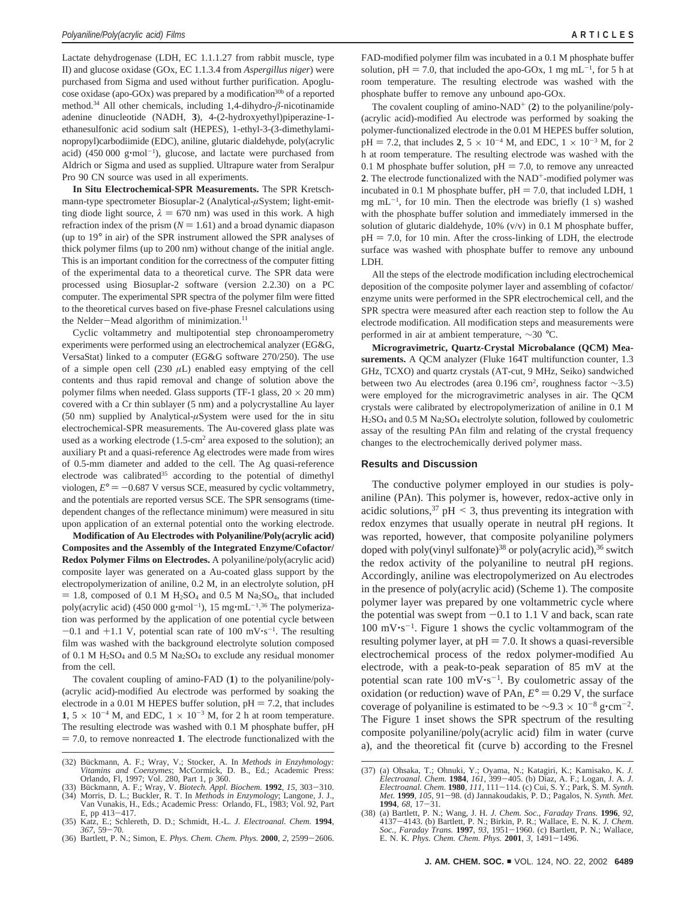Lactate dehydrogenase (LDH, EC 1.1.1.27 from rabbit muscle, type II) and glucose oxidase (GOx, EC 1.1.3.4 from *Aspergillus niger*) were purchased from Sigma and used without further purification. Apoglucose oxidase (apo-GOx) was prepared by a modification[30b] of a reported method.[34] All other chemicals, including 1,4-dihydro-β-nicotinamide adenine dinucleotide (NADH, **3**), 4-(2-hydroxyethyl)piperazine-1-ethanesulfonic acid sodium salt (HEPES), 1-ethyl-3-(3-dimethylaminopropyl)carbodiimide (EDC), aniline, glutaric dialdehyde, poly(acrylic acid) (450 000 g·mol$^{-1}$), glucose, and lactate were purchased from Aldrich or Sigma and used as supplied. Ultrapure water from Seralpur Pro 90 CN source was used in all experiments.

**In Situ Electrochemical-SPR Measurements.** The SPR Kretschmann-type spectrometer Biosuplar-2 (Analytical-μSystem; light-emitting diode light source, $\lambda = 670$ nm) was used in this work. A high refraction index of the prism ($N = 1.61$) and a broad dynamic diapason (up to 19° in air) of the SPR instrument allowed the SPR analyses of thick polymer films (up to 200 nm) without change of the initial angle. This is an important condition for the correctness of the computer fitting of the experimental data to a theoretical curve. The SPR data were processed using Biosuplar-2 software (version 2.2.30) on a PC computer. The experimental SPR spectra of the polymer film were fitted to the theoretical curves based on five-phase Fresnel calculations using the Nelder–Mead algorithm of minimization.[11]

Cyclic voltammetry and multipotential step chronoamperometry experiments were performed using an electrochemical analyzer (EG&G, VersaStat) linked to a computer (EG&G software 270/250). The use of a simple open cell (230 μL) enabled easy emptying of the cell contents and thus rapid removal and change of solution above the polymer films when needed. Glass supports (TF-1 glass, 20 × 20 mm) covered with a Cr thin sublayer (5 nm) and a polycrystalline Au layer (50 nm) supplied by Analytical-μSystem were used for the in situ electrochemical-SPR measurements. The Au-covered glass plate was used as a working electrode (1.5-cm$^2$ area exposed to the solution); an auxiliary Pt and a quasi-reference Ag electrodes were made from wires of 0.5-mm diameter and added to the cell. The Ag quasi-reference electrode was calibrated[35] according to the potential of dimethyl viologen, $E° = -0.687$ V versus SCE, measured by cyclic voltammetry, and the potentials are reported versus SCE. The SPR sensograms (time-dependent changes of the reflectance minimum) were measured in situ upon application of an external potential onto the working electrode.

**Modification of Au Electrodes with Polyaniline/Poly(acrylic acid) Composites and the Assembly of the Integrated Enzyme/Cofactor/Redox Polymer Films on Electrodes.** A polyaniline/poly(acrylic acid) composite layer was generated on a Au-coated glass support by the electropolymerization of aniline, 0.2 M, in an electrolyte solution, pH = 1.8, composed of 0.1 M $H_2SO_4$ and 0.5 M $Na_2SO_4$, that included poly(acrylic acid) (450 000 g·mol$^{-1}$), 15 mg·mL$^{-1}$.[36] The polymerization was performed by the application of one potential cycle between −0.1 and +1.1 V, potential scan rate of 100 mV·s$^{-1}$. The resulting film was washed with the background electrolyte solution composed of 0.1 M $H_2SO_4$ and 0.5 M $Na_2SO_4$ to exclude any residual monomer from the cell.

The covalent coupling of amino-FAD (**1**) to the polyaniline/poly-(acrylic acid)-modified Au electrode was performed by soaking the electrode in a 0.01 M HEPES buffer solution, pH = 7.2, that includes **1**, $5 \times 10^{-4}$ M, and EDC, $1 \times 10^{-3}$ M, for 2 h at room temperature. The resulting electrode was washed with 0.1 M phosphate buffer, pH = 7.0, to remove nonreacted **1**. The electrode functionalized with the FAD-modified polymer film was incubated in a 0.1 M phosphate buffer solution, pH = 7.0, that included the apo-GOx, 1 mg mL$^{-1}$, for 5 h at room temperature. The resulting electrode was washed with the phosphate buffer to remove any unbound apo-GOx.

The covalent coupling of amino-NAD$^+$ (**2**) to the polyaniline/poly-(acrylic acid)-modified Au electrode was performed by soaking the polymer-functionalized electrode in the 0.01 M HEPES buffer solution, pH = 7.2, that includes **2**, $5 \times 10^{-4}$ M, and EDC, $1 \times 10^{-3}$ M, for 2 h at room temperature. The resulting electrode was washed with the 0.1 M phosphate buffer solution, pH = 7.0, to remove any unreacted **2**. The electrode functionalized with the NAD$^+$-modified polymer was incubated in 0.1 M phosphate buffer, pH = 7.0, that included LDH, 1 mg mL$^{-1}$, for 10 min. Then the electrode was briefly (1 s) washed with the phosphate buffer solution and immediately immersed in the solution of glutaric dialdehyde, 10% (v/v) in 0.1 M phosphate buffer, pH = 7.0, for 10 min. After the cross-linking of LDH, the electrode surface was washed with phosphate buffer to remove any unbound LDH.

All the steps of the electrode modification including electrochemical deposition of the composite polymer layer and assembling of cofactor/enzyme units were performed in the SPR electrochemical cell, and the SPR spectra were measured after each reaction step to follow the Au electrode modification. All modification steps and measurements were performed in air at ambient temperature, ∼30 °C.

**Microgravimetric, Quartz-Crystal Microbalance (QCM) Measurements.** A QCM analyzer (Fluke 164T multifunction counter, 1.3 GHz, TCXO) and quartz crystals (AT-cut, 9 MHz, Seiko) sandwiched between two Au electrodes (area 0.196 cm$^2$, roughness factor ∼3.5) were employed for the microgravimetric analyses in air. The QCM crystals were calibrated by electropolymerization of aniline in 0.1 M $H_2SO_4$ and 0.5 M $Na_2SO_4$ electrolyte solution, followed by coulometric assay of the resulting PAn film and relating of the crystal frequency changes to the electrochemically derived polymer mass.

## Results and Discussion

The conductive polymer employed in our studies is polyaniline (PAn). This polymer is, however, redox-active only in acidic solutions,[37] pH < 3, thus preventing its integration with redox enzymes that usually operate in neutral pH regions. It was reported, however, that composite polyaniline polymers doped with poly(vinyl sulfonate)[38] or poly(acrylic acid),[36] switch the redox activity of the polyaniline to neutral pH regions. Accordingly, aniline was electropolymerized on Au electrodes in the presence of poly(acrylic acid) (Scheme 1). The composite polymer layer was prepared by one voltammetric cycle where the potential was swept from −0.1 to 1.1 V and back, scan rate 100 mV·s$^{-1}$. Figure 1 shows the cyclic voltammogram of the resulting polymer layer, at pH = 7.0. It shows a quasi-reversible electrochemical process of the redox polymer-modified Au electrode, with a peak-to-peak separation of 85 mV at the potential scan rate 100 mV·s$^{-1}$. By coulometric assay of the oxidation (or reduction) wave of PAn, $E° = 0.29$ V, the surface coverage of polyaniline is estimated to be $\sim 9.3 \times 10^{-8}$ g·cm$^{-2}$. The Figure 1 inset shows the SPR spectrum of the resulting composite polyaniline/poly(acrylic acid) film in water (curve a), and the theoretical fit (curve b) according to the Fresnel

(32) Bückmann, A. F.; Wray, V.; Stocker, A. In *Methods in Enzyhmology: Vitamins and Coenzymes*; McCormick, D. B., Ed.; Academic Press: Orlando, Fl, 1997; Vol. 280, Part 1, p 360.

(33) Bückmann, A. F.; Wray, V. *Biotech. Appl. Biochem.* **1992**, *15*, 303–310.

(34) Morris, D. L.; Buckler, R. T. In *Methods in Enzymology*; Langone, J. J., Van Vunakis, H., Eds.; Academic Press: Orlando, FL, 1983; Vol. 92, Part E, pp 413–417.

(35) Katz, E.; Schlereth, D. D.; Schmidt, H.-L. *J. Electroanal. Chem.* **1994**, *367*, 59–70.

(36) Bartlett, P. N.; Simon, E. *Phys. Chem. Chem. Phys.* **2000**, *2*, 2599–2606.

(37) (a) Ohsaka, T.; Ohnuki, Y.; Oyama, N.; Katagiri, K.; Kamisako, K. *J. Electroanal. Chem.* **1984**, *161*, 399–405. (b) Diaz, A. F.; Logan, J. A. *J. Electroanal. Chem.* **1980**, *111*, 111–114. (c) Cui, S. Y.; Park, S. M. *Synth. Met.* **1999**, *105*, 91–98. (d) Jannakoudakis, P. D.; Pagalos, N. *Synth. Met.* **1994**, *68*, 17–31.

(38) (a) Bartlett, P. N.; Wang, J. H. *J. Chem. Soc., Faraday Trans.* **1996**, *92*, 4137–4143. (b) Bartlett, P. N.; Birkin, P. R.; Wallace, E. N. K. *J. Chem. Soc., Faraday Trans.* **1997**, *93*, 1951–1960. (c) Bartlett, P. N.; Wallace, E. N. K. *Phys. Chem. Chem. Phys.* **2001**, *3*, 1491–1496.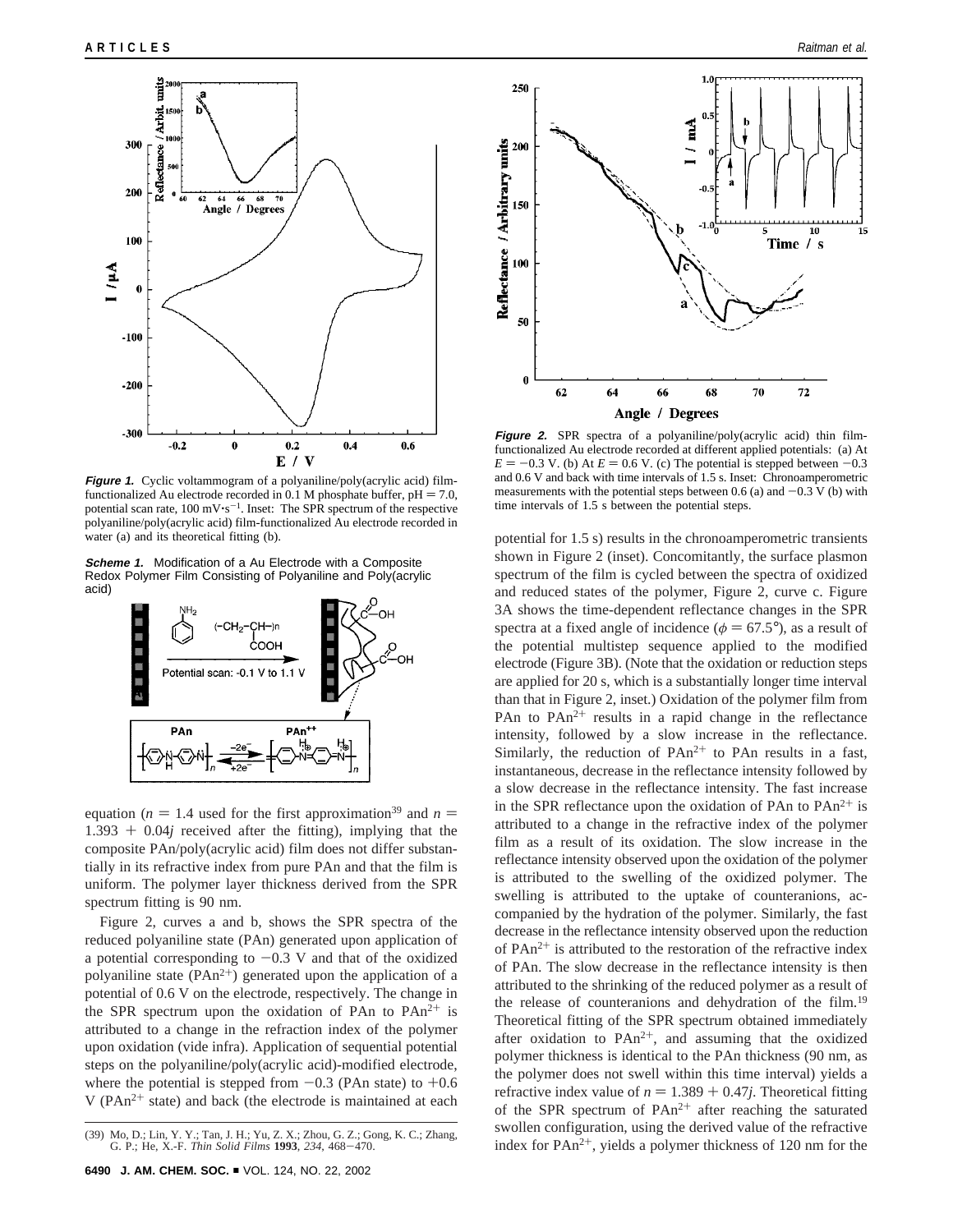**Figure 1.** Cyclic voltammogram of a polyaniline/poly(acrylic acid) film-functionalized Au electrode recorded in 0.1 M phosphate buffer, pH = 7.0, potential scan rate, 100 mV·s$^{-1}$. Inset: The SPR spectrum of the respective polyaniline/poly(acrylic acid) film-functionalized Au electrode recorded in water (a) and its theoretical fitting (b).

**Scheme 1.** Modification of a Au Electrode with a Composite Redox Polymer Film Consisting of Polyaniline and Poly(acrylic acid)

equation ($n = 1.4$ used for the first approximation[39] and $n = 1.393 + 0.04j$ received after the fitting), implying that the composite PAn/poly(acrylic acid) film does not differ substantially in its refractive index from pure PAn and that the film is uniform. The polymer layer thickness derived from the SPR spectrum fitting is 90 nm.

Figure 2, curves a and b, shows the SPR spectra of the reduced polyaniline state (PAn) generated upon application of a potential corresponding to −0.3 V and that of the oxidized polyaniline state ($PAn^{2+}$) generated upon the application of a potential of 0.6 V on the electrode, respectively. The change in the SPR spectrum upon the oxidation of PAn to $PAn^{2+}$ is attributed to a change in the refraction index of the polymer upon oxidation (vide infra). Application of sequential potential steps on the polyaniline/poly(acrylic acid)-modified electrode, where the potential is stepped from −0.3 (PAn state) to +0.6 V ($PAn^{2+}$ state) and back (the electrode is maintained at each

**Figure 2.** SPR spectra of a polyaniline/poly(acrylic acid) thin film-functionalized Au electrode recorded at different applied potentials: (a) At $E = -0.3$ V. (b) At $E = 0.6$ V. (c) The potential is stepped between −0.3 and 0.6 V and back with time intervals of 1.5 s. Inset: Chronoamperometric measurements with the potential steps between 0.6 (a) and −0.3 V (b) with time intervals of 1.5 s between the potential steps.

potential for 1.5 s) results in the chronoamperometric transients shown in Figure 2 (inset). Concomitantly, the surface plasmon spectrum of the film is cycled between the spectra of oxidized and reduced states of the polymer, Figure 2, curve c. Figure 3A shows the time-dependent reflectance changes in the SPR spectra at a fixed angle of incidence ($\phi = 67.5°$), as a result of the potential multistep sequence applied to the modified electrode (Figure 3B). (Note that the oxidation or reduction steps are applied for 20 s, which is a substantially longer time interval than that in Figure 2, inset.) Oxidation of the polymer film from PAn to $PAn^{2+}$ results in a rapid change in the reflectance intensity, followed by a slow increase in the reflectance. Similarly, the reduction of $PAn^{2+}$ to PAn results in a fast, instantaneous, decrease in the reflectance intensity followed by a slow decrease in the reflectance intensity. The fast increase in the SPR reflectance upon the oxidation of PAn to $PAn^{2+}$ is attributed to a change in the refractive index of the polymer film as a result of its oxidation. The slow increase in the reflectance intensity observed upon the oxidation of the polymer is attributed to the swelling of the oxidized polymer. The swelling is attributed to the uptake of counteranions, accompanied by the hydration of the polymer. Similarly, the fast decrease in the reflectance intensity observed upon the reduction of $PAn^{2+}$ is attributed to the restoration of the refractive index of PAn. The slow decrease in the reflectance intensity is then attributed to the shrinking of the reduced polymer as a result of the release of counteranions and dehydration of the film.[19] Theoretical fitting of the SPR spectrum obtained immediately after oxidation to $PAn^{2+}$, and assuming that the oxidized polymer thickness is identical to the PAn thickness (90 nm, as the polymer does not swell within this time interval) yields a refractive index value of $n = 1.389 + 0.47j$. Theoretical fitting of the SPR spectrum of $PAn^{2+}$ after reaching the saturated swollen configuration, using the derived value of the refractive index for $PAn^{2+}$, yields a polymer thickness of 120 nm for the

(39) Mo, D.; Lin, Y. Y.; Tan, J. H.; Yu, Z. X.; Zhou, G. Z.; Gong, K. C.; Zhang, G. P.; He, X.-F. *Thin Solid Films* **1993**, *234*, 468−470.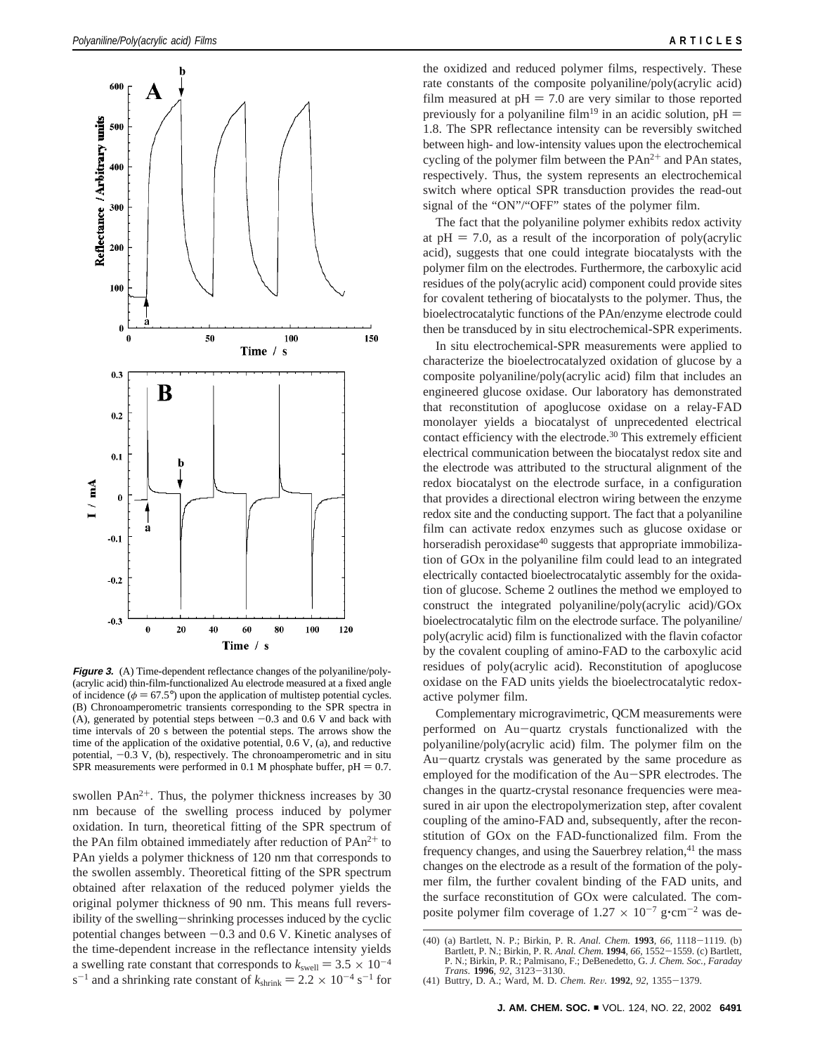**Figure 3.** (A) Time-dependent reflectance changes of the polyaniline/poly-(acrylic acid) thin-film-functionalized Au electrode measured at a fixed angle of incidence ($\phi = 67.5°$) upon the application of multistep potential cycles. (B) Chronoamperometric transients corresponding to the SPR spectra in (A), generated by potential steps between −0.3 and 0.6 V and back with time intervals of 20 s between the potential steps. The arrows show the time of the application of the oxidative potential, 0.6 V, (a), and reductive potential, −0.3 V, (b), respectively. The chronoamperometric and in situ SPR measurements were performed in 0.1 M phosphate buffer, pH = 0.7.

swollen $PAn^{2+}$. Thus, the polymer thickness increases by 30 nm because of the swelling process induced by polymer oxidation. In turn, theoretical fitting of the SPR spectrum of the PAn film obtained immediately after reduction of $PAn^{2+}$ to PAn yields a polymer thickness of 120 nm that corresponds to the swollen assembly. Theoretical fitting of the SPR spectrum obtained after relaxation of the reduced polymer yields the original polymer thickness of 90 nm. This means full reversibility of the swelling–shrinking processes induced by the cyclic potential changes between −0.3 and 0.6 V. Kinetic analyses of the time-dependent increase in the reflectance intensity yields a swelling rate constant that corresponds to $k_{swell} = 3.5 \times 10^{-4}$ $s^{-1}$ and a shrinking rate constant of $k_{shrink} = 2.2 \times 10^{-4}$ $s^{-1}$ for the oxidized and reduced polymer films, respectively. These rate constants of the composite polyaniline/poly(acrylic acid) film measured at pH = 7.0 are very similar to those reported previously for a polyaniline film[19] in an acidic solution, pH = 1.8. The SPR reflectance intensity can be reversibly switched between high- and low-intensity values upon the electrochemical cycling of the polymer film between the $PAn^{2+}$ and PAn states, respectively. Thus, the system represents an electrochemical switch where optical SPR transduction provides the read-out signal of the "ON"/"OFF" states of the polymer film.

The fact that the polyaniline polymer exhibits redox activity at pH = 7.0, as a result of the incorporation of poly(acrylic acid), suggests that one could integrate biocatalysts with the polymer film on the electrodes. Furthermore, the carboxylic acid residues of the poly(acrylic acid) component could provide sites for covalent tethering of biocatalysts to the polymer. Thus, the bioelectrocatalytic functions of the PAn/enzyme electrode could then be transduced by in situ electrochemical-SPR experiments.

In situ electrochemical-SPR measurements were applied to characterize the bioelectrocatalyzed oxidation of glucose by a composite polyaniline/poly(acrylic acid) film that includes an engineered glucose oxidase. Our laboratory has demonstrated that reconstitution of apoglucose oxidase on a relay-FAD monolayer yields a biocatalyst of unprecedented electrical contact efficiency with the electrode.[30] This extremely efficient electrical communication between the biocatalyst redox site and the electrode was attributed to the structural alignment of the redox biocatalyst on the electrode surface, in a configuration that provides a directional electron wiring between the enzyme redox site and the conducting support. The fact that a polyaniline film can activate redox enzymes such as glucose oxidase or horseradish peroxidase[40] suggests that appropriate immobilization of GOx in the polyaniline film could lead to an integrated electrically contacted bioelectrocatalytic assembly for the oxidation of glucose. Scheme 2 outlines the method we employed to construct the integrated polyaniline/poly(acrylic acid)/GOx bioelectrocatalytic film on the electrode surface. The polyaniline/poly(acrylic acid) film is functionalized with the flavin cofactor by the covalent coupling of amino-FAD to the carboxylic acid residues of poly(acrylic acid). Reconstitution of apoglucose oxidase on the FAD units yields the bioelectrocatalytic redox-active polymer film.

Complementary microgravimetric, QCM measurements were performed on Au–quartz crystals functionalized with the polyaniline/poly(acrylic acid) film. The polymer film on the Au–quartz crystals was generated by the same procedure as employed for the modification of the Au–SPR electrodes. The changes in the quartz-crystal resonance frequencies were measured in air upon the electropolymerization step, after covalent coupling of the amino-FAD and, subsequently, after the reconstitution of GOx on the FAD-functionalized film. From the frequency changes, and using the Sauerbrey relation,[41] the mass changes on the electrode as a result of the formation of the polymer film, the further covalent binding of the FAD units, and the surface reconstitution of GOx were calculated. The composite polymer film coverage of $1.27 \times 10^{-7}$ $g \cdot cm^{-2}$ was de-

(40) (a) Bartlett, N. P.; Birkin, P. R. *Anal. Chem.* **1993**, *66*, 1118–1119. (b) Bartlett, P. N.; Birkin, P. R. *Anal. Chem.* **1994**, *66*, 1552–1559. (c) Bartlett, P. N.; Birkin, P. R.; Palmisano, F.; DeBenedetto, G. *J. Chem. Soc., Faraday Trans.* **1996**, *92*, 3123–3130.

(41) Buttry, D. A.; Ward, M. D. *Chem. Rev.* **1992**, *92*, 1355–1379.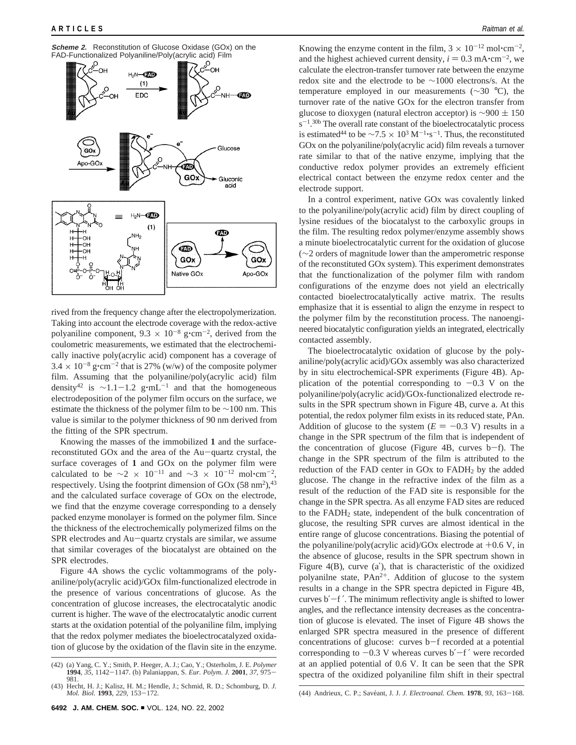**Scheme 2.** Reconstitution of Glucose Oxidase (GOx) on the FAD-Functionalized Polyaniline/Poly(acrylic acid) Film

rived from the frequency change after the electropolymerization. Taking into account the electrode coverage with the redox-active polyaniline component, $9.3 \times 10^{-8}$ g·cm$^{-2}$, derived from the coulometric measurements, we estimated that the electrochemically inactive poly(acrylic acid) component has a coverage of $3.4 \times 10^{-8}$ g·cm$^{-2}$ that is 27% (w/w) of the composite polymer film. Assuming that the polyaniline/poly(acrylic acid) film density[42] is ~1.1−1.2 g·mL$^{-1}$ and that the homogeneous electrodeposition of the polymer film occurs on the surface, we estimate the thickness of the polymer film to be ~100 nm. This value is similar to the polymer thickness of 90 nm derived from the fitting of the SPR spectrum.

Knowing the masses of the immobilized **1** and the surface-reconstituted GOx and the area of the Au−quartz crystal, the surface coverages of **1** and GOx on the polymer film were calculated to be $\sim 2 \times 10^{-11}$ and $\sim 3 \times 10^{-12}$ mol·cm$^{-2}$, respectively. Using the footprint dimension of GOx (58 nm$^2$),[43] and the calculated surface coverage of GOx on the electrode, we find that the enzyme coverage corresponding to a densely packed enzyme monolayer is formed on the polymer film. Since the thickness of the electrochemically polymerized films on the SPR electrodes and Au−quartz crystals are similar, we assume that similar coverages of the biocatalyst are obtained on the SPR electrodes.

Figure 4A shows the cyclic voltammograms of the polyaniline/poly(acrylic acid)/GOx film-functionalized electrode in the presence of various concentrations of glucose. As the concentration of glucose increases, the electrocatalytic anodic current is higher. The wave of the electrocatalytic anodic current starts at the oxidation potential of the polyaniline film, implying that the redox polymer mediates the bioelectrocatalyzed oxidation of glucose by the oxidation of the flavin site in the enzyme.

Knowing the enzyme content in the film, $3 \times 10^{-12}$ mol·cm$^{-2}$, and the highest achieved current density, $i = 0.3$ mA·cm$^{-2}$, we calculate the electron-transfer turnover rate between the enzyme redox site and the electrode to be ~1000 electrons/s. At the temperature employed in our measurements (~30 °C), the turnover rate of the native GOx for the electron transfer from glucose to dioxygen (natural electron acceptor) is ~900 ± 150 s$^{-1}$.[30b] The overall rate constant of the bioelectrocatalytic process is estimated[44] to be $\sim 7.5 \times 10^3$ M$^{-1}$·s$^{-1}$. Thus, the reconstituted GOx on the polyaniline/poly(acrylic acid) film reveals a turnover rate similar to that of the native enzyme, implying that the conductive redox polymer provides an extremely efficient electrical contact between the enzyme redox center and the electrode support.

In a control experiment, native GOx was covalently linked to the polyaniline/poly(acrylic acid) film by direct coupling of lysine residues of the biocatalyst to the carboxylic groups in the film. The resulting redox polymer/enzyme assembly shows a minute bioelectrocatalytic current for the oxidation of glucose (~2 orders of magnitude lower than the amperometric response of the reconstituted GOx system). This experiment demonstrates that the functionalization of the polymer film with random configurations of the enzyme does not yield an electrically contacted bioelectrocatalytically active matrix. The results emphasize that it is essential to align the enzyme in respect to the polymer film by the reconstitution process. The nanoengineered biocatalytic configuration yields an integrated, electrically contacted assembly.

The bioelectrocatalytic oxidation of glucose by the polyaniline/poly(acrylic acid)/GOx assembly was also characterized by in situ electrochemical-SPR experiments (Figure 4B). Application of the potential corresponding to −0.3 V on the polyaniline/poly(acrylic acid)/GOx-functionalized electrode results in the SPR spectrum shown in Figure 4B, curve a. At this potential, the redox polymer film exists in its reduced state, PAn. Addition of glucose to the system ($E = -0.3$ V) results in a change in the SPR spectrum of the film that is independent of the concentration of glucose (Figure 4B, curves b−f). The change in the SPR spectrum of the film is attributed to the reduction of the FAD center in GOx to $FADH_2$ by the added glucose. The change in the refractive index of the film as a result of the reduction of the FAD site is responsible for the change in the SPR spectra. As all enzyme FAD sites are reduced to the $FADH_2$ state, independent of the bulk concentration of glucose, the resulting SPR curves are almost identical in the entire range of glucose concentrations. Biasing the potential of the polyaniline/poly(acrylic acid)/GOx electrode at +0.6 V, in the absence of glucose, results in the SPR spectrum shown in Figure 4(B), curve (a′), that is characteristic of the oxidized polyanilne state, $PAn^{2+}$. Addition of glucose to the system results in a change in the SPR spectra depicted in Figure 4B, curves b′−f ′. The minimum reflectivity angle is shifted to lower angles, and the reflectance intensity decreases as the concentration of glucose is elevated. The inset of Figure 4B shows the enlarged SPR spectra measured in the presence of different concentrations of glucose: curves b−f recorded at a potential corresponding to −0.3 V whereas curves b′−f ′ were recorded at an applied potential of 0.6 V. It can be seen that the SPR spectra of the oxidized polyaniline film shift in their spectral

(42) (a) Yang, C. Y.; Smith, P. Heeger, A. J.; Cao, Y.; Osterholm, J. E. *Polymer* **1994**, *35*, 1142−1147. (b) Palaniappan, S. *Eur. Polym. J.* **2001**, *37*, 975−981.

(43) Hecht, H. J.; Kalisz, H. M.; Hendle, J.; Schmid, R. D.; Schomburg, D. *J. Mol. Biol.* **1993**, *229*, 153−172.

(44) Andrieux, C. P.; Savéant, J. J. *J. Electroanal. Chem.* **1978**, *93*, 163−168.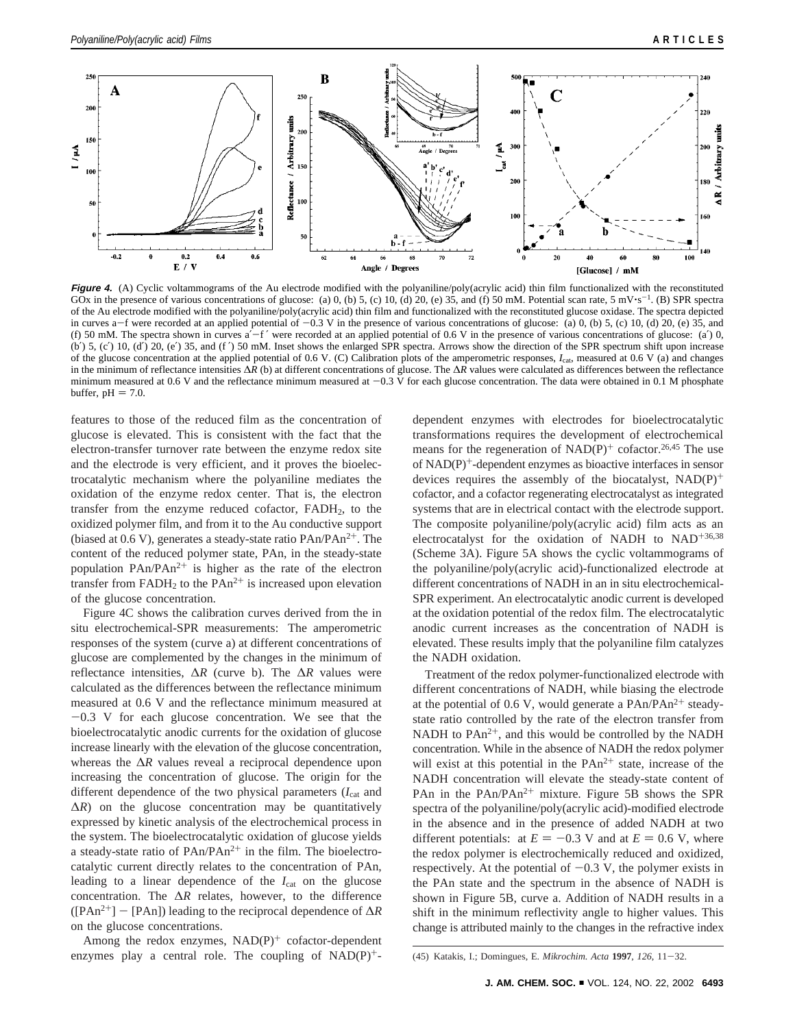**Figure 4.** (A) Cyclic voltammograms of the Au electrode modified with the polyaniline/poly(acrylic acid) thin film functionalized with the reconstituted GOx in the presence of various concentrations of glucose: (a) 0, (b) 5, (c) 10, (d) 20, (e) 35, and (f) 50 mM. Potential scan rate, 5 mV·s$^{-1}$. (B) SPR spectra of the Au electrode modified with the polyaniline/poly(acrylic acid) thin film and functionalized with the reconstituted glucose oxidase. The spectra depicted in curves a−f were recorded at an applied potential of −0.3 V in the presence of various concentrations of glucose: (a) 0, (b) 5, (c) 10, (d) 20, (e) 35, and (f) 50 mM. The spectra shown in curves a′−f′ were recorded at an applied potential of 0.6 V in the presence of various concentrations of glucose: (a′) 0, (b′) 5, (c′) 10, (d′) 20, (e′) 35, and (f′) 50 mM. Inset shows the enlarged SPR spectra. Arrows show the direction of the SPR spectrum shift upon increase of the glucose concentration at the applied potential of 0.6 V. (C) Calibration plots of the amperometric responses, $I_{cat}$, measured at 0.6 V (a) and changes in the minimum of reflectance intensities $\Delta R$ (b) at different concentrations of glucose. The $\Delta R$ values were calculated as differences between the reflectance minimum measured at 0.6 V and the reflectance minimum measured at −0.3 V for each glucose concentration. The data were obtained in 0.1 M phosphate buffer, pH = 7.0.

features to those of the reduced film as the concentration of glucose is elevated. This is consistent with the fact that the electron-transfer turnover rate between the enzyme redox site and the electrode is very efficient, and it proves the bioelectrocatalytic mechanism where the polyaniline mediates the oxidation of the enzyme redox center. That is, the electron transfer from the enzyme reduced cofactor, $FADH_2$, to the oxidized polymer film, and from it to the Au conductive support (biased at 0.6 V), generates a steady-state ratio $PAn/PAn^{2+}$. The content of the reduced polymer state, PAn, in the steady-state population $PAn/PAn^{2+}$ is higher as the rate of the electron transfer from $FADH_2$ to the $PAn^{2+}$ is increased upon elevation of the glucose concentration.

Figure 4C shows the calibration curves derived from the in situ electrochemical-SPR measurements: The amperometric responses of the system (curve a) at different concentrations of glucose are complemented by the changes in the minimum of reflectance intensities, $\Delta R$ (curve b). The $\Delta R$ values were calculated as the differences between the reflectance minimum measured at 0.6 V and the reflectance minimum measured at −0.3 V for each glucose concentration. We see that the bioelectrocatalytic anodic currents for the oxidation of glucose increase linearly with the elevation of the glucose concentration, whereas the $\Delta R$ values reveal a reciprocal dependence upon increasing the concentration of glucose. The origin for the different dependence of the two physical parameters ($I_{cat}$ and $\Delta R$) on the glucose concentration may be quantitatively expressed by kinetic analysis of the electrochemical process in the system. The bioelectrocatalytic oxidation of glucose yields a steady-state ratio of $PAn/PAn^{2+}$ in the film. The bioelectrocatalytic current directly relates to the concentration of PAn, leading to a linear dependence of the $I_{cat}$ on the glucose concentration. The $\Delta R$ relates, however, to the difference ($[PAn^{2+}] - [PAn]$) leading to the reciprocal dependence of $\Delta R$ on the glucose concentrations.

Among the redox enzymes, $NAD(P)^+$ cofactor-dependent enzymes play a central role. The coupling of $NAD(P)^+$-dependent enzymes with electrodes for bioelectrocatalytic transformations requires the development of electrochemical means for the regeneration of $NAD(P)^+$ cofactor.[26,45] The use of $NAD(P)^+$-dependent enzymes as bioactive interfaces in sensor devices requires the assembly of the biocatalyst, $NAD(P)^+$ cofactor, and a cofactor regenerating electrocatalyst as integrated systems that are in electrical contact with the electrode support. The composite polyaniline/poly(acrylic acid) film acts as an electrocatalyst for the oxidation of NADH to $NAD^+$[36,38] (Scheme 3A). Figure 5A shows the cyclic voltammograms of the polyaniline/poly(acrylic acid)-functionalized electrode at different concentrations of NADH in an in situ electrochemical-SPR experiment. An electrocatalytic anodic current is developed at the oxidation potential of the redox film. The electrocatalytic anodic current increases as the concentration of NADH is elevated. These results imply that the polyaniline film catalyzes the NADH oxidation.

Treatment of the redox polymer-functionalized electrode with different concentrations of NADH, while biasing the electrode at the potential of 0.6 V, would generate a $PAn/PAn^{2+}$ steady-state ratio controlled by the rate of the electron transfer from NADH to $PAn^{2+}$, and this would be controlled by the NADH concentration. While in the absence of NADH the redox polymer will exist at this potential in the $PAn^{2+}$ state, increase of the NADH concentration will elevate the steady-state content of PAn in the $PAn/PAn^{2+}$ mixture. Figure 5B shows the SPR spectra of the polyaniline/poly(acrylic acid)-modified electrode in the absence and in the presence of added NADH at two different potentials: at $E = -0.3$ V and at $E = 0.6$ V, where the redox polymer is electrochemically reduced and oxidized, respectively. At the potential of −0.3 V, the polymer exists in the PAn state and the spectrum in the absence of NADH is shown in Figure 5B, curve a. Addition of NADH results in a shift in the minimum reflectivity angle to higher values. This change is attributed mainly to the changes in the refractive index

(45) Katakis, I.; Domingues, E. *Mikrochim. Acta* **1997**, *126*, 11−32.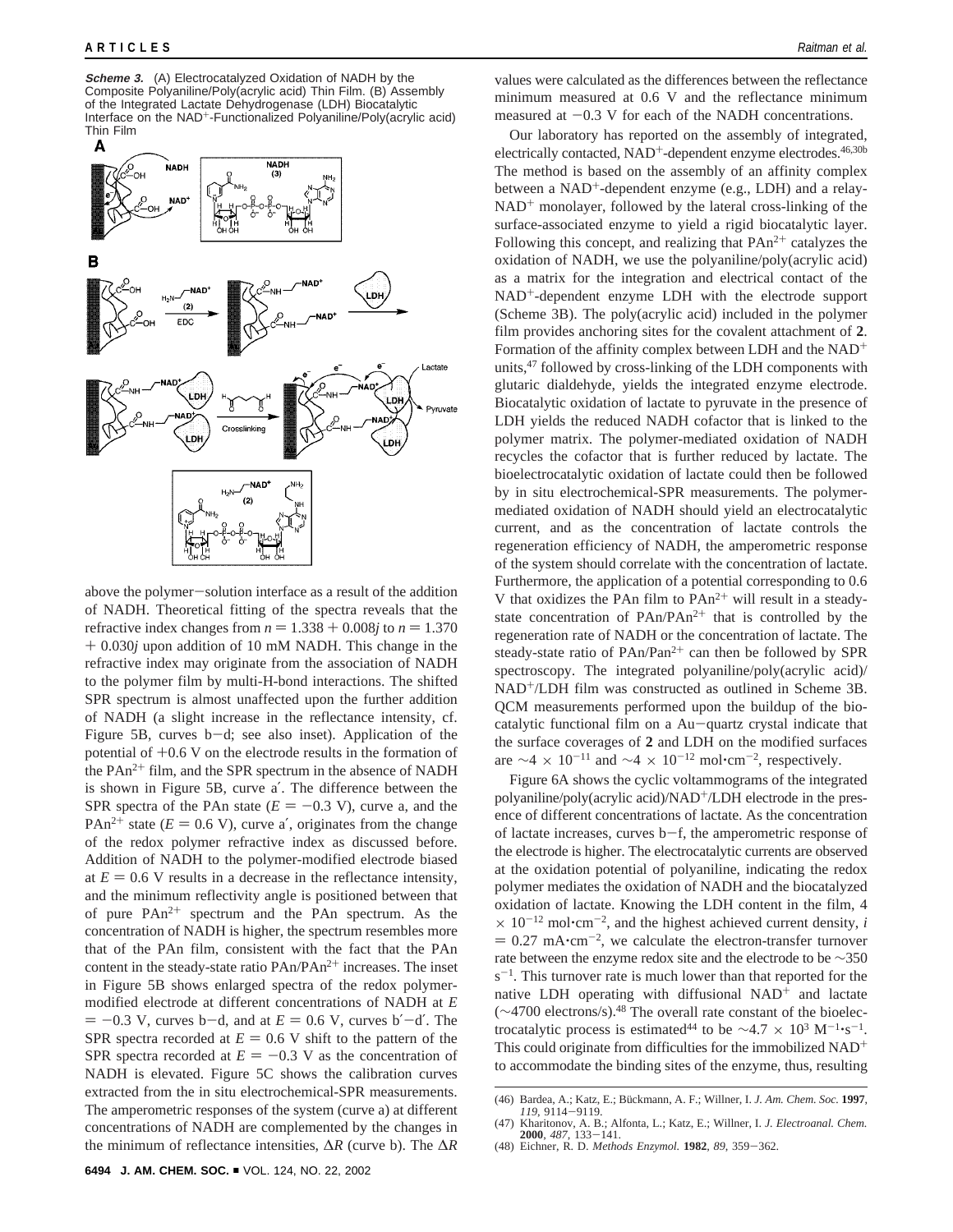**Scheme 3.** (A) Electrocatalyzed Oxidation of NADH by the Composite Polyaniline/Poly(acrylic acid) Thin Film. (B) Assembly of the Integrated Lactate Dehydrogenase (LDH) Biocatalytic Interface on the $NAD^+$-Functionalized Polyaniline/Poly(acrylic acid) Thin Film

above the polymer−solution interface as a result of the addition of NADH. Theoretical fitting of the spectra reveals that the refractive index changes from $n = 1.338 + 0.008j$ to $n = 1.370 + 0.030j$ upon addition of 10 mM NADH. This change in the refractive index may originate from the association of NADH to the polymer film by multi-H-bond interactions. The shifted SPR spectrum is almost unaffected upon the further addition of NADH (a slight increase in the reflectance intensity, cf. Figure 5B, curves b−d; see also inset). Application of the potential of +0.6 V on the electrode results in the formation of the $PAn^{2+}$ film, and the SPR spectrum in the absence of NADH is shown in Figure 5B, curve a′. The difference between the SPR spectra of the PAn state ($E = -0.3$ V), curve a, and the $PAn^{2+}$ state ($E = 0.6$ V), curve a′, originates from the change of the redox polymer refractive index as discussed before. Addition of NADH to the polymer-modified electrode biased at $E = 0.6$ V results in a decrease in the reflectance intensity, and the minimum reflectivity angle is positioned between that of pure $PAn^{2+}$ spectrum and the PAn spectrum. As the concentration of NADH is higher, the spectrum resembles more that of the PAn film, consistent with the fact that the PAn content in the steady-state ratio $PAn/PAn^{2+}$ increases. The inset in Figure 5B shows enlarged spectra of the redox polymer-modified electrode at different concentrations of NADH at $E = -0.3$ V, curves b−d, and at $E = 0.6$ V, curves b′−d′. The SPR spectra recorded at $E = 0.6$ V shift to the pattern of the SPR spectra recorded at $E = -0.3$ V as the concentration of NADH is elevated. Figure 5C shows the calibration curves extracted from the in situ electrochemical-SPR measurements. The amperometric responses of the system (curve a) at different concentrations of NADH are complemented by the changes in the minimum of reflectance intensities, $\Delta R$ (curve b). The $\Delta R$ values were calculated as the differences between the reflectance minimum measured at 0.6 V and the reflectance minimum measured at −0.3 V for each of the NADH concentrations.

Our laboratory has reported on the assembly of integrated, electrically contacted, $NAD^+$-dependent enzyme electrodes.[46,30b] The method is based on the assembly of an affinity complex between a $NAD^+$-dependent enzyme (e.g., LDH) and a relay-$NAD^+$ monolayer, followed by the lateral cross-linking of the surface-associated enzyme to yield a rigid biocatalytic layer. Following this concept, and realizing that $PAn^{2+}$ catalyzes the oxidation of NADH, we use the polyaniline/poly(acrylic acid) as a matrix for the integration and electrical contact of the $NAD^+$-dependent enzyme LDH with the electrode support (Scheme 3B). The poly(acrylic acid) included in the polymer film provides anchoring sites for the covalent attachment of **2**. Formation of the affinity complex between LDH and the $NAD^+$ units,[47] followed by cross-linking of the LDH components with glutaric dialdehyde, yields the integrated enzyme electrode. Biocatalytic oxidation of lactate to pyruvate in the presence of LDH yields the reduced NADH cofactor that is linked to the polymer matrix. The polymer-mediated oxidation of NADH recycles the cofactor that is further reduced by lactate. The bioelectrocatalytic oxidation of lactate could then be followed by in situ electrochemical-SPR measurements. The polymer-mediated oxidation of NADH should yield an electrocatalytic current, and as the concentration of lactate controls the regeneration efficiency of NADH, the amperometric response of the system should correlate with the concentration of lactate. Furthermore, the application of a potential corresponding to 0.6 V that oxidizes the PAn film to $PAn^{2+}$ will result in a steady-state concentration of $PAn/PAn^{2+}$ that is controlled by the regeneration rate of NADH or the concentration of lactate. The steady-state ratio of $PAn/Pan^{2+}$ can then be followed by SPR spectroscopy. The integrated polyaniline/poly(acrylic acid)/$NAD^+$/LDH film was constructed as outlined in Scheme 3B. QCM measurements performed upon the buildup of the biocatalytic functional film on a Au−quartz crystal indicate that the surface coverages of **2** and LDH on the modified surfaces are $\sim 4 \times 10^{-11}$ and $\sim 4 \times 10^{-12}$ mol·cm$^{-2}$, respectively.

Figure 6A shows the cyclic voltammograms of the integrated polyaniline/poly(acrylic acid)/$NAD^+$/LDH electrode in the presence of different concentrations of lactate. As the concentration of lactate increases, curves b−f, the amperometric response of the electrode is higher. The electrocatalytic currents are observed at the oxidation potential of polyaniline, indicating the redox polymer mediates the oxidation of NADH and the biocatalyzed oxidation of lactate. Knowing the LDH content in the film, $4 \times 10^{-12}$ mol·cm$^{-2}$, and the highest achieved current density, $i = 0.27$ mA·cm$^{-2}$, we calculate the electron-transfer turnover rate between the enzyme redox site and the electrode to be $\sim 350$ s$^{-1}$. This turnover rate is much lower than that reported for the native LDH operating with diffusional $NAD^+$ and lactate ($\sim 4700$ electrons/s).[48] The overall rate constant of the bioelectrocatalytic process is estimated[44] to be $\sim 4.7 \times 10^3$ M$^{-1}$·s$^{-1}$. This could originate from difficulties for the immobilized $NAD^+$ to accommodate the binding sites of the enzyme, thus, resulting

(46) Bardea, A.; Katz, E.; Bückmann, A. F.; Willner, I. *J. Am. Chem. Soc.* **1997**, *119*, 9114−9119.
(47) Kharitonov, A. B.; Alfonta, L.; Katz, E.; Willner, I. *J. Electroanal. Chem.* **2000**, *487*, 133−141.
(48) Eichner, R. D. *Methods Enzymol.* **1982**, *89*, 359−362.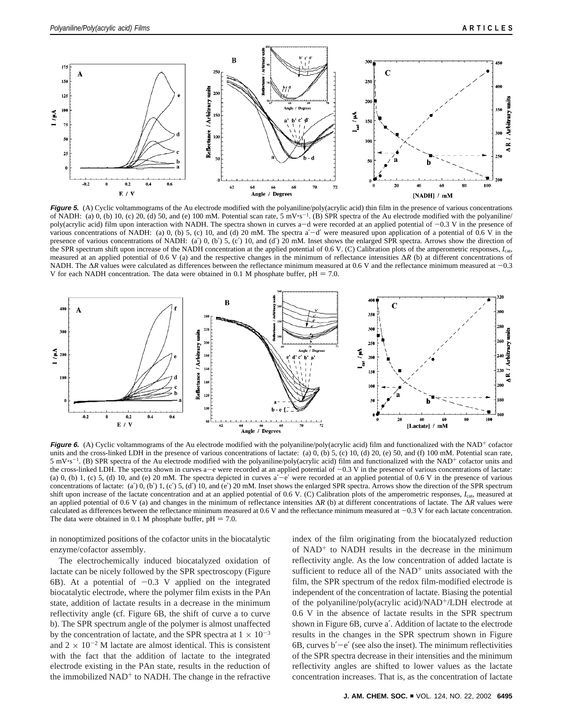**Figure 5.** (A) Cyclic voltammograms of the Au electrode modified with the polyaniline/poly(acrylic acid) thin film in the presence of various concentrations of NADH: (a) 0, (b) 10, (c) 20, (d) 50, and (e) 100 mM. Potential scan rate, 5 mV·s$^{-1}$. (B) SPR spectra of the Au electrode modified with the polyaniline/poly(acrylic acid) film upon interaction with NADH. The spectra shown in curves a−d were recorded at an applied potential of −0.3 V in the presence of various concentrations of NADH: (a) 0, (b) 5, (c) 10, and (d) 20 mM. The spectra a′−d′ were measured upon application of a potential of 0.6 V in the presence of various concentrations of NADH: (a′) 0, (b′) 5, (c′) 10, and (d′) 20 mM. Inset shows the enlarged SPR spectra. Arrows show the direction of the SPR spectrum shift upon increase of the NADH concentration at the applied potential of 0.6 V. (C) Calibration plots of the amperometric responses, $I_{cat}$, measured at an applied potential of 0.6 V (a) and the respective changes in the minimum of reflectance intensities $\Delta R$ (b) at different concentrations of NADH. The $\Delta R$ values were calculated as differences between the reflectance minimum measured at 0.6 V and the reflectance minimum measured at −0.3 V for each NADH concentration. The data were obtained in 0.1 M phosphate buffer, pH = 7.0.

**Figure 6.** (A) Cyclic voltammograms of the Au electrode modified with the polyaniline/poly(acrylic acid) film and functionalized with the NAD$^+$ cofactor units and the cross-linked LDH in the presence of various concentrations of lactate: (a) 0, (b) 5, (c) 10, (d) 20, (e) 50, and (f) 100 mM. Potential scan rate, 5 mV·s$^{-1}$. (B) SPR spectra of the Au electrode modified with the polyaniline/poly(acrylic acid) film and functionalized with the NAD$^+$ cofactor units and the cross-linked LDH. The spectra shown in curves a−e were recorded at an applied potential of −0.3 V in the presence of various concentrations of lactate: (a) 0, (b) 1, (c) 5, (d) 10, and (e) 20 mM. The spectra depicted in curves a′−e′ were recorded at an applied potential of 0.6 V in the presence of various concentrations of lactate: (a′) 0, (b′) 1, (c′) 5, (d′) 10, and (e′) 20 mM. Inset shows the enlarged SPR spectra. Arrows show the direction of the SPR spectrum shift upon increase of the lactate concentration and at an applied potential of 0.6 V. (C) Calibration plots of the amperometric responses, $I_{cat}$, measured at an applied potential of 0.6 V (a) and changes in the minimum of reflectance intensities $\Delta R$ (b) at different concentrations of lactate. The $\Delta R$ values were calculated as differences between the reflectance minimum measured at 0.6 V and the reflectance minimum measured at −0.3 V for each lactate concentration. The data were obtained in 0.1 M phosphate buffer, pH = 7.0.

in nonoptimized positions of the cofactor units in the biocatalytic enzyme/cofactor assembly.

The electrochemically induced biocatalyzed oxidation of lactate can be nicely followed by the SPR spectroscopy (Figure 6B). At a potential of −0.3 V applied on the integrated biocatalytic electrode, where the polymer film exists in the PAn state, addition of lactate results in a decrease in the minimum reflectivity angle (cf. Figure 6B, the shift of curve a to curve b). The SPR spectrum angle of the polymer is almost unaffected by the concentration of lactate, and the SPR spectra at $1 \times 10^{-3}$ and $2 \times 10^{-2}$ M lactate are almost identical. This is consistent with the fact that the addition of lactate to the integrated electrode existing in the PAn state, results in the reduction of the immobilized NAD$^+$ to NADH. The change in the refractive index of the film originating from the biocatalyzed reduction of NAD$^+$ to NADH results in the decrease in the minimum reflectivity angle. As the low concentration of added lactate is sufficient to reduce all of the NAD$^+$ units associated with the film, the SPR spectrum of the redox film-modified electrode is independent of the concentration of lactate. Biasing the potential of the polyaniline/poly(acrylic acid)/NAD$^+$/LDH electrode at 0.6 V in the absence of lactate results in the SPR spectrum shown in Figure 6B, curve a′. Addition of lactate to the electrode results in the changes in the SPR spectrum shown in Figure 6B, curves b′−e′ (see also the inset). The minimum reflectivities of the SPR spectra decrease in their intensities and the minimum reflectivity angles are shifted to lower values as the lactate concentration increases. That is, as the concentration of lactate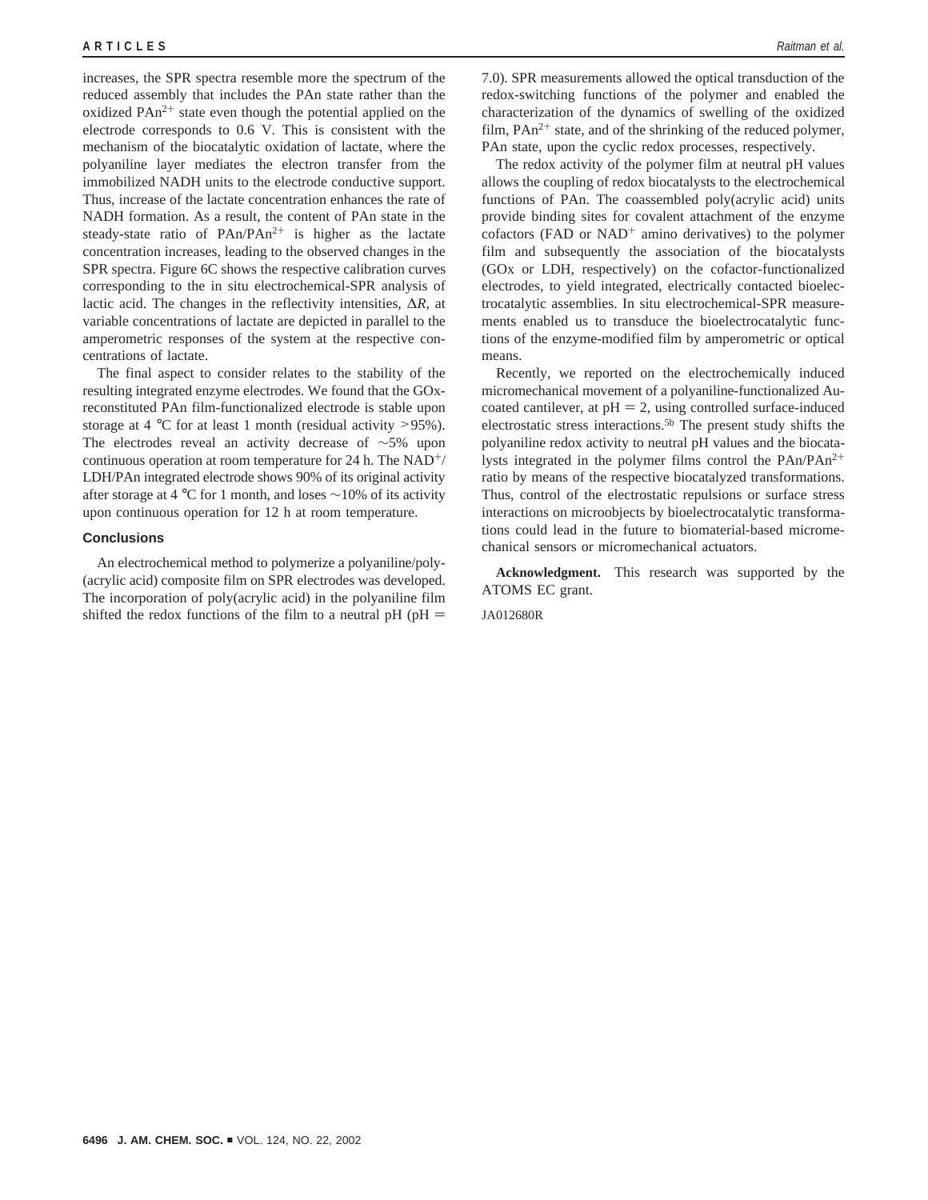increases, the SPR spectra resemble more the spectrum of the reduced assembly that includes the PAn state rather than the oxidized $PAn^{2+}$ state even though the potential applied on the electrode corresponds to 0.6 V. This is consistent with the mechanism of the biocatalytic oxidation of lactate, where the polyaniline layer mediates the electron transfer from the immobilized NADH units to the electrode conductive support. Thus, increase of the lactate concentration enhances the rate of NADH formation. As a result, the content of PAn state in the steady-state ratio of $PAn/PAn^{2+}$ is higher as the lactate concentration increases, leading to the observed changes in the SPR spectra. Figure 6C shows the respective calibration curves corresponding to the in situ electrochemical-SPR analysis of lactic acid. The changes in the reflectivity intensities, $\Delta R$, at variable concentrations of lactate are depicted in parallel to the amperometric responses of the system at the respective concentrations of lactate.

The final aspect to consider relates to the stability of the resulting integrated enzyme electrodes. We found that the GOx-reconstituted PAn film-functionalized electrode is stable upon storage at 4 °C for at least 1 month (residual activity >95%). The electrodes reveal an activity decrease of ~5% upon continuous operation at room temperature for 24 h. The $NAD^+$/LDH/PAn integrated electrode shows 90% of its original activity after storage at 4 °C for 1 month, and loses ~10% of its activity upon continuous operation for 12 h at room temperature.

## Conclusions

An electrochemical method to polymerize a polyaniline/poly(acrylic acid) composite film on SPR electrodes was developed. The incorporation of poly(acrylic acid) in the polyaniline film shifted the redox functions of the film to a neutral pH (pH = 7.0). SPR measurements allowed the optical transduction of the redox-switching functions of the polymer and enabled the characterization of the dynamics of swelling of the oxidized film, $PAn^{2+}$ state, and of the shrinking of the reduced polymer, PAn state, upon the cyclic redox processes, respectively.

The redox activity of the polymer film at neutral pH values allows the coupling of redox biocatalysts to the electrochemical functions of PAn. The coassembled poly(acrylic acid) units provide binding sites for covalent attachment of the enzyme cofactors (FAD or $NAD^+$ amino derivatives) to the polymer film and subsequently the association of the biocatalysts (GOx or LDH, respectively) on the cofactor-functionalized electrodes, to yield integrated, electrically contacted bioelectrocatalytic assemblies. In situ electrochemical-SPR measurements enabled us to transduce the bioelectrocatalytic functions of the enzyme-modified film by amperometric or optical means.

Recently, we reported on the electrochemically induced micromechanical movement of a polyaniline-functionalized Au-coated cantilever, at pH = 2, using controlled surface-induced electrostatic stress interactions.[5b] The present study shifts the polyaniline redox activity to neutral pH values and the biocatalysts integrated in the polymer films control the $PAn/PAn^{2+}$ ratio by means of the respective biocatalyzed transformations. Thus, control of the electrostatic repulsions or surface stress interactions on microobjects by bioelectrocatalytic transformations could lead in the future to biomaterial-based micromechanical sensors or micromechanical actuators.

**Acknowledgment.** This research was supported by the ATOMS EC grant.

JA012680R